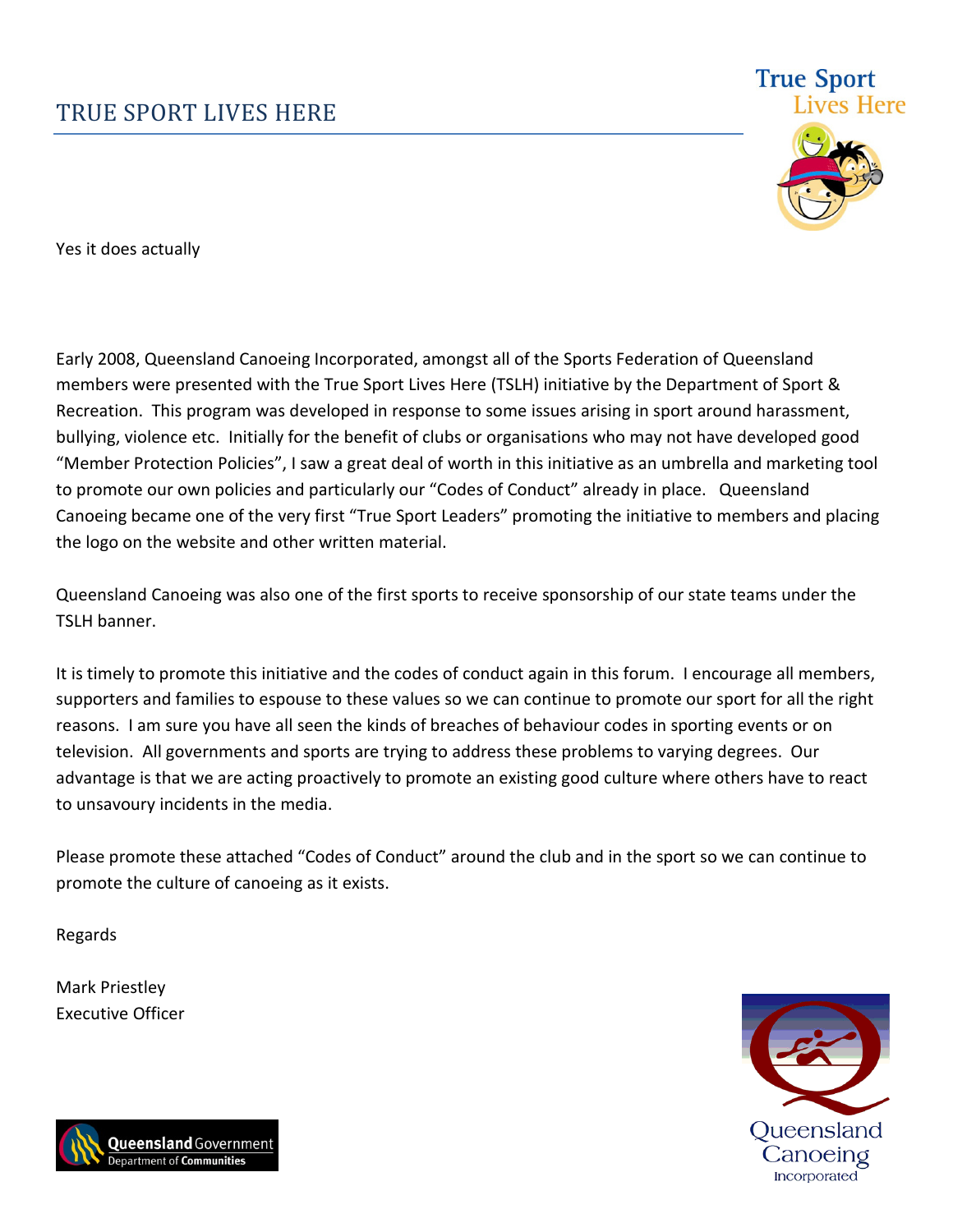# TRUE SPORT LIVES HERE

Yes it does actually

Early 2008, Queensland Canoeing Incorporated, amongst all of the Sports Federation of Queensland members were presented with the True Sport Lives Here (TSLH) initiative by the Department of Sport & Recreation. This program was developed in response to some issues arising in sport around harassment, bullying, violence etc. Initially for the benefit of clubs or organisations who may not have developed good "Member Protection Policies", I saw a great deal of worth in this initiative as an umbrella and marketing tool to promote our own policies and particularly our "Codes of Conduct" already in place. Queensland Canoeing became one of the very first "True Sport Leaders" promoting the initiative to members and placing the logo on the website and other written material.

Queensland Canoeing was also one of the first sports to receive sponsorship of our state teams under the TSLH banner.

It is timely to promote this initiative and the codes of conduct again in this forum. I encourage all members, supporters and families to espouse to these values so we can continue to promote our sport for all the right reasons. I am sure you have all seen the kinds of breaches of behaviour codes in sporting events or on television. All governments and sports are trying to address these problems to varying degrees. Our advantage is that we are acting proactively to promote an existing good culture where others have to react to unsavoury incidents in the media.

Please promote these attached "Codes of Conduct" around the club and in the sport so we can continue to promote the culture of canoeing as it exists.

Regards

Mark Priestley
Executive Officer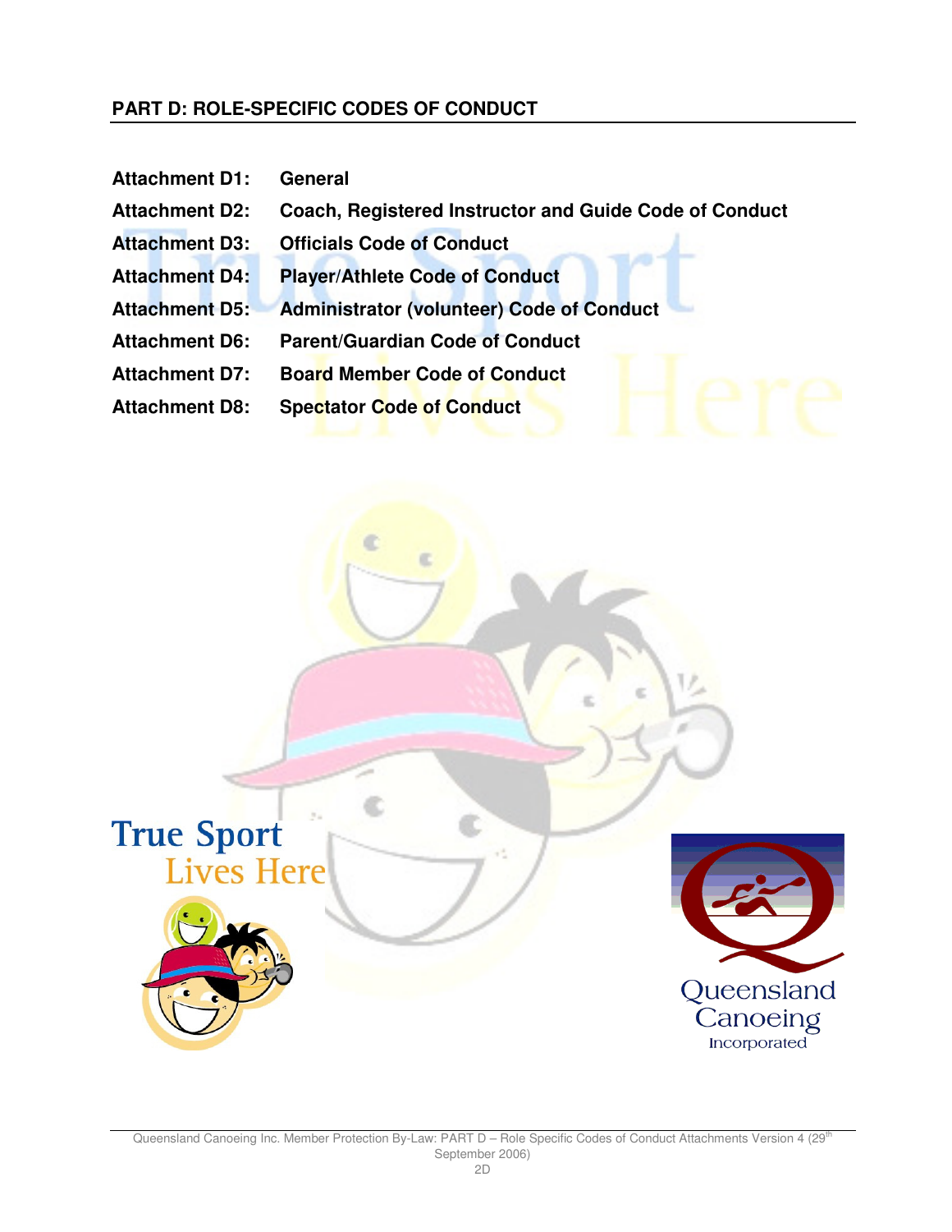## PART D: ROLE-SPECIFIC CODES OF CONDUCT

| | |
|---|---|
| **Attachment D1:** | **General** |
| **Attachment D2:** | **Coach, Registered Instructor and Guide Code of Conduct** |
| **Attachment D3:** | **Officials Code of Conduct** |
| **Attachment D4:** | **Player/Athlete Code of Conduct** |
| **Attachment D5:** | **Administrator (volunteer) Code of Conduct** |
| **Attachment D6:** | **Parent/Guardian Code of Conduct** |
| **Attachment D7:** | **Board Member Code of Conduct** |
| **Attachment D8:** | **Spectator Code of Conduct** |

True Sport Lives Here

Queensland Canoeing Incorporated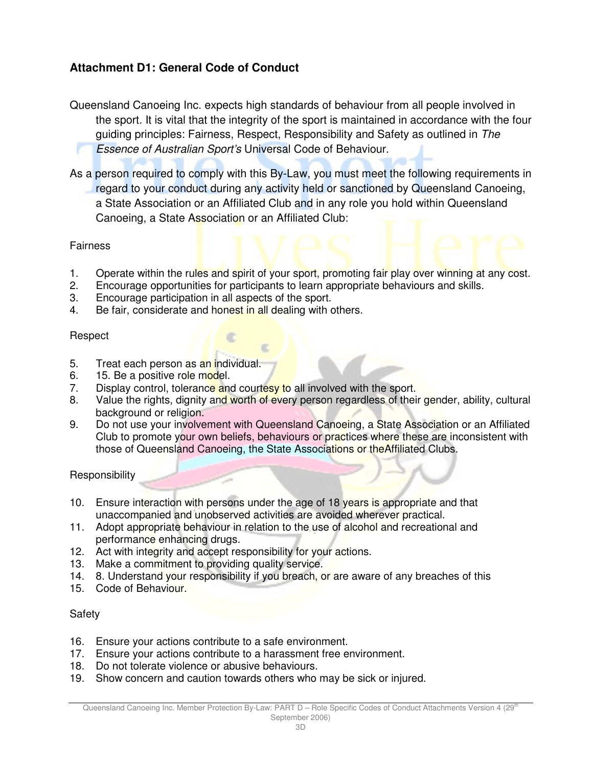### Attachment D1: General Code of Conduct

Queensland Canoeing Inc. expects high standards of behaviour from all people involved in the sport. It is vital that the integrity of the sport is maintained in accordance with the four guiding principles: Fairness, Respect, Responsibility and Safety as outlined in *The Essence of Australian Sport's* Universal Code of Behaviour.

As a person required to comply with this By-Law, you must meet the following requirements in regard to your conduct during any activity held or sanctioned by Queensland Canoeing, a State Association or an Affiliated Club and in any role you hold within Queensland Canoeing, a State Association or an Affiliated Club:

Fairness

1. Operate within the rules and spirit of your sport, promoting fair play over winning at any cost.
2. Encourage opportunities for participants to learn appropriate behaviours and skills.
3. Encourage participation in all aspects of the sport.
4. Be fair, considerate and honest in all dealing with others.

Respect

5. Treat each person as an individual.
6. 15. Be a positive role model.
7. Display control, tolerance and courtesy to all involved with the sport.
8. Value the rights, dignity and worth of every person regardless of their gender, ability, cultural background or religion.
9. Do not use your involvement with Queensland Canoeing, a State Association or an Affiliated Club to promote your own beliefs, behaviours or practices where these are inconsistent with those of Queensland Canoeing, the State Associations or theAffiliated Clubs.

Responsibility

10. Ensure interaction with persons under the age of 18 years is appropriate and that unaccompanied and unobserved activities are avoided wherever practical.
11. Adopt appropriate behaviour in relation to the use of alcohol and recreational and performance enhancing drugs.
12. Act with integrity and accept responsibility for your actions.
13. Make a commitment to providing quality service.
14. 8. Understand your responsibility if you breach, or are aware of any breaches of this
15. Code of Behaviour.

Safety

16. Ensure your actions contribute to a safe environment.
17. Ensure your actions contribute to a harassment free environment.
18. Do not tolerate violence or abusive behaviours.
19. Show concern and caution towards others who may be sick or injured.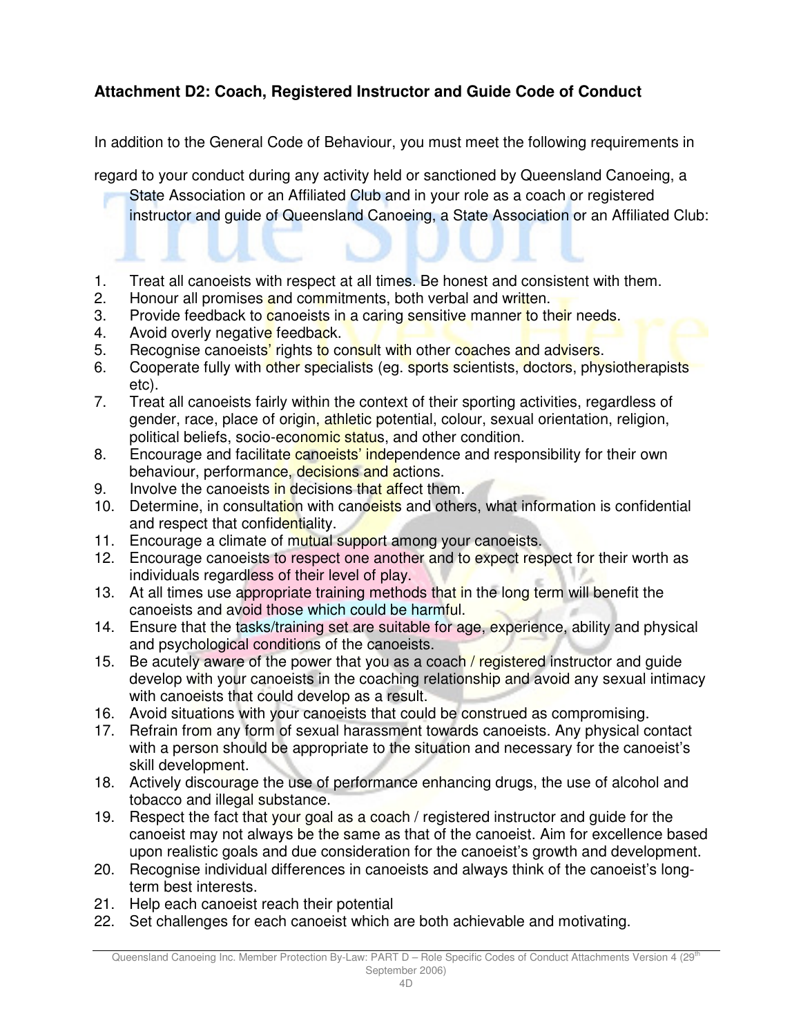**Attachment D2: Coach, Registered Instructor and Guide Code of Conduct**

In addition to the General Code of Behaviour, you must meet the following requirements in regard to your conduct during any activity held or sanctioned by Queensland Canoeing, a State Association or an Affiliated Club and in your role as a coach or registered instructor and guide of Queensland Canoeing, a State Association or an Affiliated Club:

1. Treat all canoeists with respect at all times. Be honest and consistent with them.
2. Honour all promises and commitments, both verbal and written.
3. Provide feedback to canoeists in a caring sensitive manner to their needs.
4. Avoid overly negative feedback.
5. Recognise canoeists' rights to consult with other coaches and advisers.
6. Cooperate fully with other specialists (eg. sports scientists, doctors, physiotherapists etc).
7. Treat all canoeists fairly within the context of their sporting activities, regardless of gender, race, place of origin, athletic potential, colour, sexual orientation, religion, political beliefs, socio-economic status, and other condition.
8. Encourage and facilitate canoeists' independence and responsibility for their own behaviour, performance, decisions and actions.
9. Involve the canoeists in decisions that affect them.
10. Determine, in consultation with canoeists and others, what information is confidential and respect that confidentiality.
11. Encourage a climate of mutual support among your canoeists.
12. Encourage canoeists to respect one another and to expect respect for their worth as individuals regardless of their level of play.
13. At all times use appropriate training methods that in the long term will benefit the canoeists and avoid those which could be harmful.
14. Ensure that the tasks/training set are suitable for age, experience, ability and physical and psychological conditions of the canoeists.
15. Be acutely aware of the power that you as a coach / registered instructor and guide develop with your canoeists in the coaching relationship and avoid any sexual intimacy with canoeists that could develop as a result.
16. Avoid situations with your canoeists that could be construed as compromising.
17. Refrain from any form of sexual harassment towards canoeists. Any physical contact with a person should be appropriate to the situation and necessary for the canoeist's skill development.
18. Actively discourage the use of performance enhancing drugs, the use of alcohol and tobacco and illegal substance.
19. Respect the fact that your goal as a coach / registered instructor and guide for the canoeist may not always be the same as that of the canoeist. Aim for excellence based upon realistic goals and due consideration for the canoeist's growth and development.
20. Recognise individual differences in canoeists and always think of the canoeist's long-term best interests.
21. Help each canoeist reach their potential
22. Set challenges for each canoeist which are both achievable and motivating.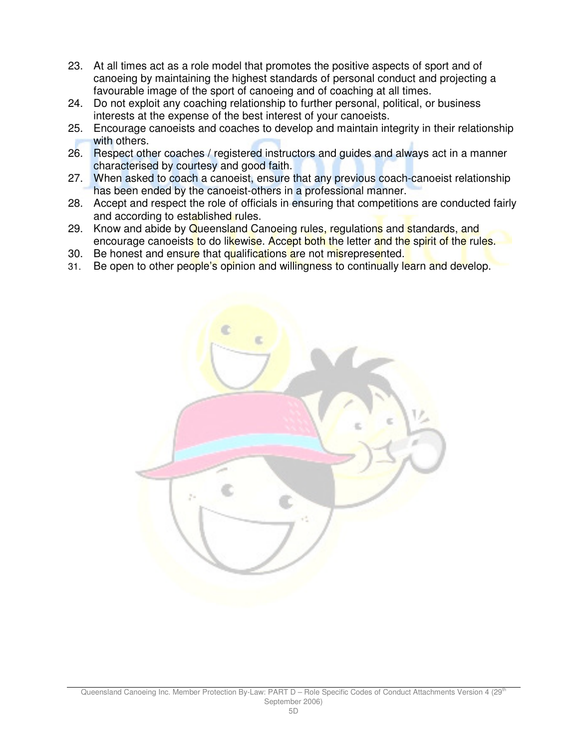23. At all times act as a role model that promotes the positive aspects of sport and of canoeing by maintaining the highest standards of personal conduct and projecting a favourable image of the sport of canoeing and of coaching at all times.
24. Do not exploit any coaching relationship to further personal, political, or business interests at the expense of the best interest of your canoeists.
25. Encourage canoeists and coaches to develop and maintain integrity in their relationship with others.
26. Respect other coaches / registered instructors and guides and always act in a manner characterised by courtesy and good faith.
27. When asked to coach a canoeist, ensure that any previous coach-canoeist relationship has been ended by the canoeist-others in a professional manner.
28. Accept and respect the role of officials in ensuring that competitions are conducted fairly and according to established rules.
29. Know and abide by Queensland Canoeing rules, regulations and standards, and encourage canoeists to do likewise. Accept both the letter and the spirit of the rules.
30. Be honest and ensure that qualifications are not misrepresented.
31. Be open to other people's opinion and willingness to continually learn and develop.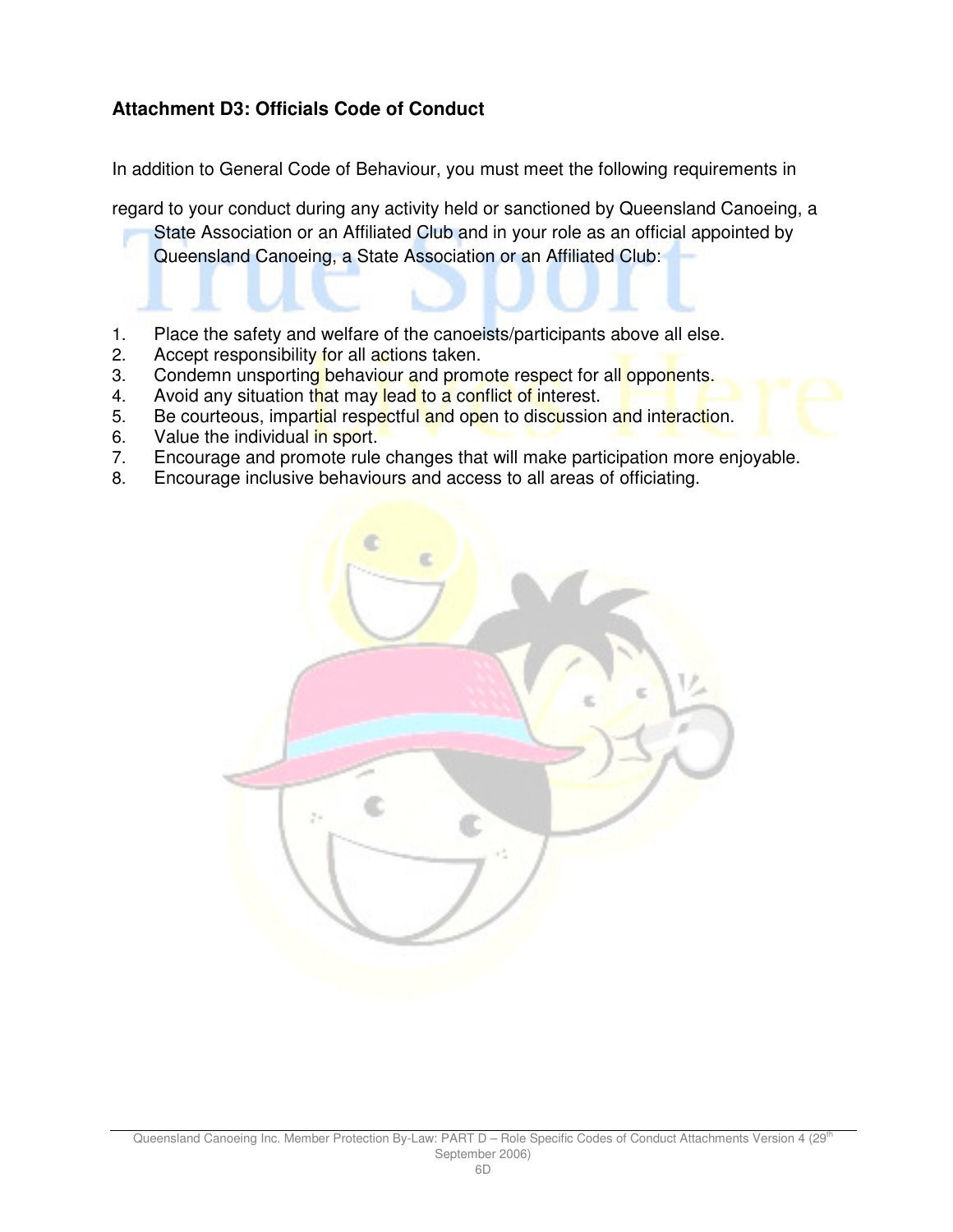### Attachment D3: Officials Code of Conduct

In addition to General Code of Behaviour, you must meet the following requirements in regard to your conduct during any activity held or sanctioned by Queensland Canoeing, a State Association or an Affiliated Club and in your role as an official appointed by Queensland Canoeing, a State Association or an Affiliated Club:

1. Place the safety and welfare of the canoeists/participants above all else.
2. Accept responsibility for all actions taken.
3. Condemn unsporting behaviour and promote respect for all opponents.
4. Avoid any situation that may lead to a conflict of interest.
5. Be courteous, impartial respectful and open to discussion and interaction.
6. Value the individual in sport.
7. Encourage and promote rule changes that will make participation more enjoyable.
8. Encourage inclusive behaviours and access to all areas of officiating.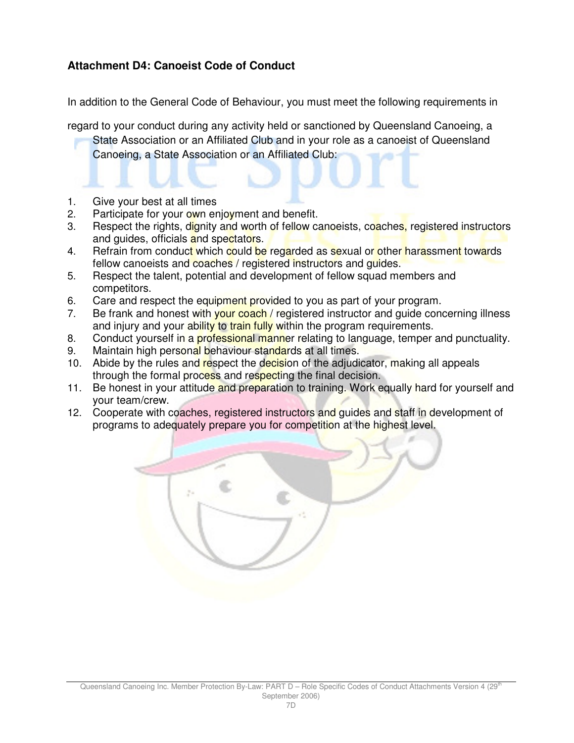### Attachment D4: Canoeist Code of Conduct

In addition to the General Code of Behaviour, you must meet the following requirements in regard to your conduct during any activity held or sanctioned by Queensland Canoeing, a State Association or an Affiliated Club and in your role as a canoeist of Queensland Canoeing, a State Association or an Affiliated Club:

1. Give your best at all times
2. Participate for your own enjoyment and benefit.
3. Respect the rights, dignity and worth of fellow canoeists, coaches, registered instructors and guides, officials and spectators.
4. Refrain from conduct which could be regarded as sexual or other harassment towards fellow canoeists and coaches / registered instructors and guides.
5. Respect the talent, potential and development of fellow squad members and competitors.
6. Care and respect the equipment provided to you as part of your program.
7. Be frank and honest with your coach / registered instructor and guide concerning illness and injury and your ability to train fully within the program requirements.
8. Conduct yourself in a professional manner relating to language, temper and punctuality.
9. Maintain high personal behaviour standards at all times.
10. Abide by the rules and respect the decision of the adjudicator, making all appeals through the formal process and respecting the final decision.
11. Be honest in your attitude and preparation to training. Work equally hard for yourself and your team/crew.
12. Cooperate with coaches, registered instructors and guides and staff in development of programs to adequately prepare you for competition at the highest level.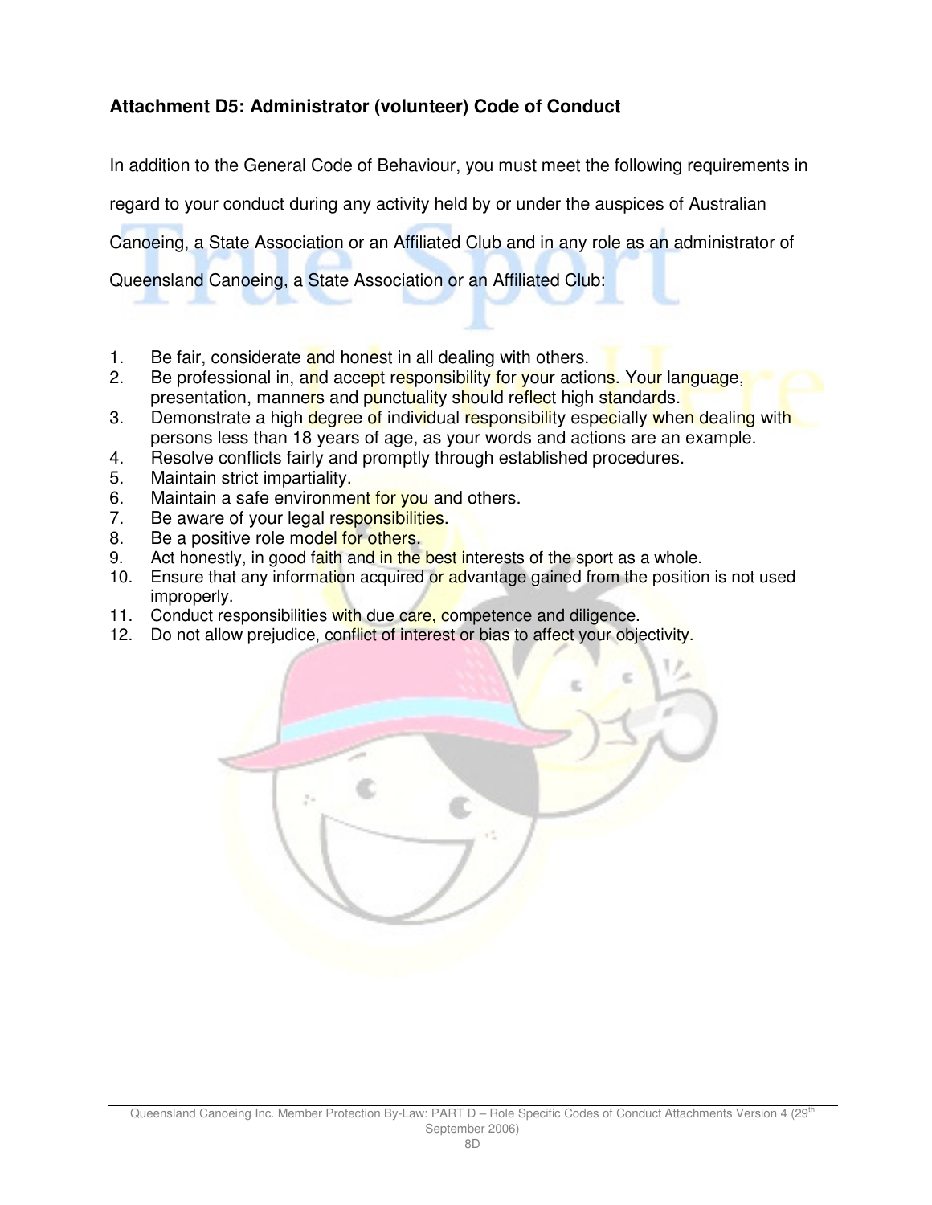### Attachment D5: Administrator (volunteer) Code of Conduct

In addition to the General Code of Behaviour, you must meet the following requirements in regard to your conduct during any activity held by or under the auspices of Australian Canoeing, a State Association or an Affiliated Club and in any role as an administrator of Queensland Canoeing, a State Association or an Affiliated Club:

1. Be fair, considerate and honest in all dealing with others.
2. Be professional in, and accept responsibility for your actions. Your language, presentation, manners and punctuality should reflect high standards.
3. Demonstrate a high degree of individual responsibility especially when dealing with persons less than 18 years of age, as your words and actions are an example.
4. Resolve conflicts fairly and promptly through established procedures.
5. Maintain strict impartiality.
6. Maintain a safe environment for you and others.
7. Be aware of your legal responsibilities.
8. Be a positive role model for others.
9. Act honestly, in good faith and in the best interests of the sport as a whole.
10. Ensure that any information acquired or advantage gained from the position is not used improperly.
11. Conduct responsibilities with due care, competence and diligence.
12. Do not allow prejudice, conflict of interest or bias to affect your objectivity.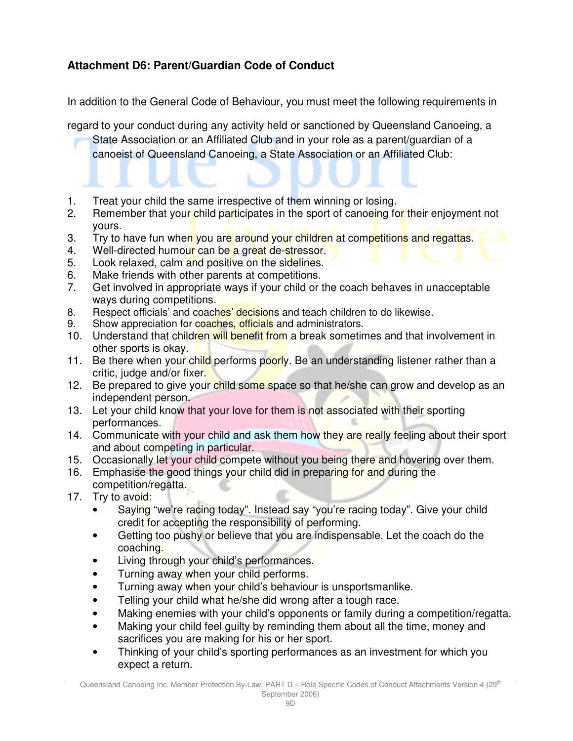### Attachment D6: Parent/Guardian Code of Conduct

In addition to the General Code of Behaviour, you must meet the following requirements in regard to your conduct during any activity held or sanctioned by Queensland Canoeing, a State Association or an Affiliated Club and in your role as a parent/guardian of a canoeist of Queensland Canoeing, a State Association or an Affiliated Club:

1. Treat your child the same irrespective of them winning or losing.
2. Remember that your child participates in the sport of canoeing for their enjoyment not yours.
3. Try to have fun when you are around your children at competitions and regattas.
4. Well-directed humour can be a great de-stressor.
5. Look relaxed, calm and positive on the sidelines.
6. Make friends with other parents at competitions.
7. Get involved in appropriate ways if your child or the coach behaves in unacceptable ways during competitions.
8. Respect officials' and coaches' decisions and teach children to do likewise.
9. Show appreciation for coaches, officials and administrators.
10. Understand that children will benefit from a break sometimes and that involvement in other sports is okay.
11. Be there when your child performs poorly. Be an understanding listener rather than a critic, judge and/or fixer.
12. Be prepared to give your child some space so that he/she can grow and develop as an independent person.
13. Let your child know that your love for them is not associated with their sporting performances.
14. Communicate with your child and ask them how they are really feeling about their sport and about competing in particular.
15. Occasionally let your child compete without you being there and hovering over them.
16. Emphasise the good things your child did in preparing for and during the competition/regatta.
17. Try to avoid:
    - Saying "we're racing today". Instead say "you're racing today". Give your child credit for accepting the responsibility of performing.
    - Getting too pushy or believe that you are indispensable. Let the coach do the coaching.
    - Living through your child's performances.
    - Turning away when your child performs.
    - Turning away when your child's behaviour is unsportsmanlike.
    - Telling your child what he/she did wrong after a tough race.
    - Making enemies with your child's opponents or family during a competition/regatta.
    - Making your child feel guilty by reminding them about all the time, money and sacrifices you are making for his or her sport.
    - Thinking of your child's sporting performances as an investment for which you expect a return.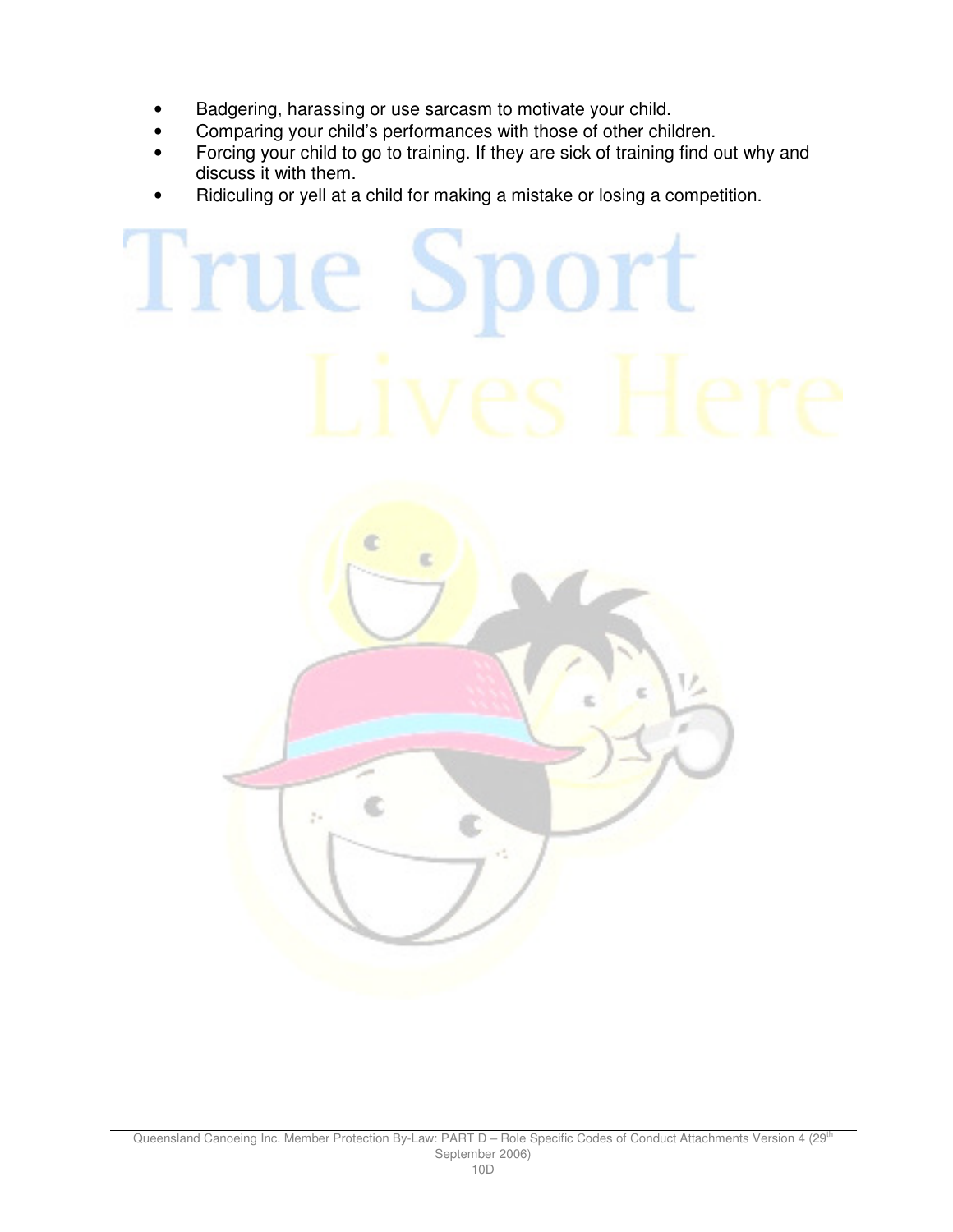- Badgering, harassing or use sarcasm to motivate your child.
- Comparing your child's performances with those of other children.
- Forcing your child to go to training. If they are sick of training find out why and discuss it with them.
- Ridiculing or yell at a child for making a mistake or losing a competition.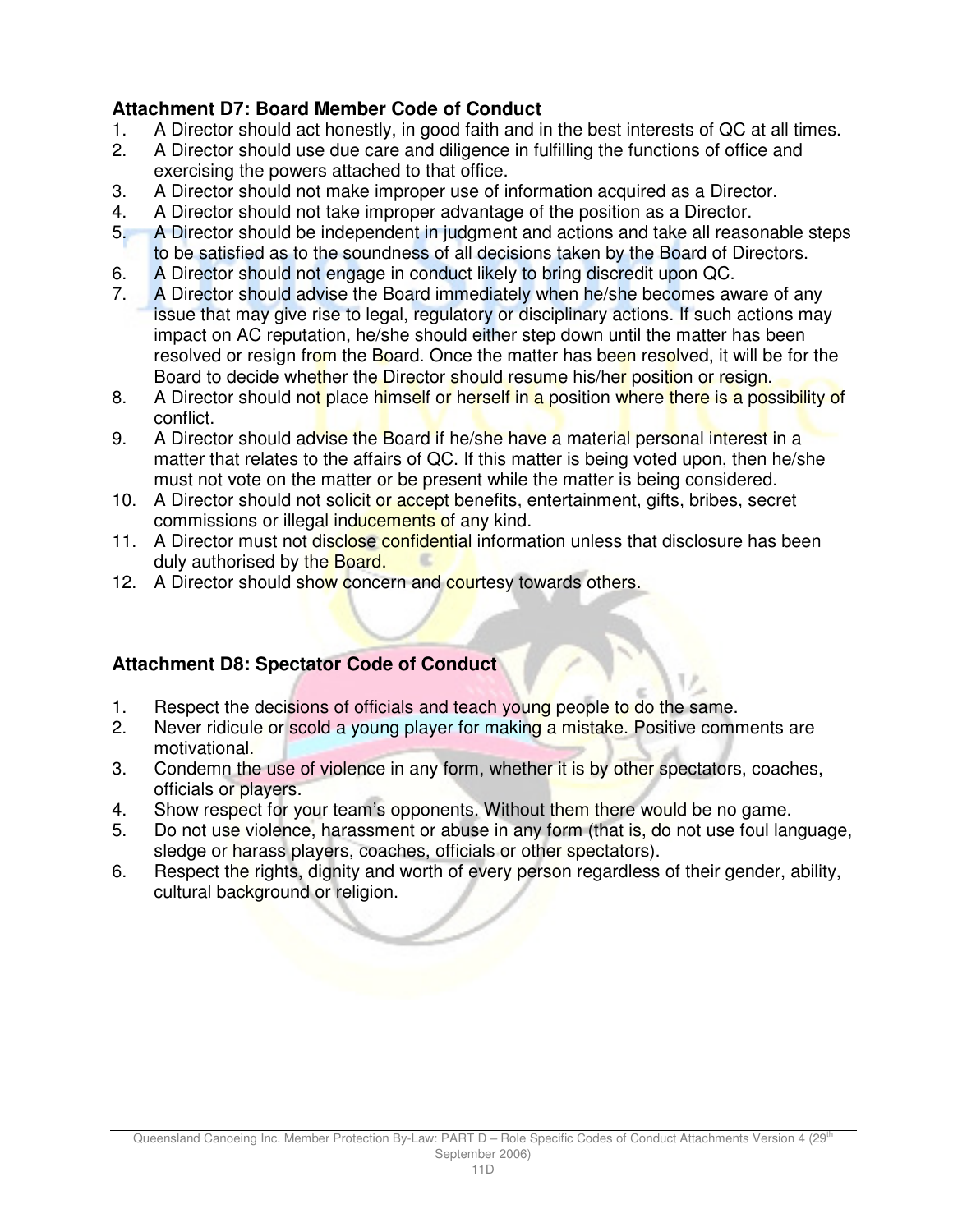### Attachment D7: Board Member Code of Conduct

1. A Director should act honestly, in good faith and in the best interests of QC at all times.
2. A Director should use due care and diligence in fulfilling the functions of office and exercising the powers attached to that office.
3. A Director should not make improper use of information acquired as a Director.
4. A Director should not take improper advantage of the position as a Director.
5. A Director should be independent in judgment and actions and take all reasonable steps to be satisfied as to the soundness of all decisions taken by the Board of Directors.
6. A Director should not engage in conduct likely to bring discredit upon QC.
7. A Director should advise the Board immediately when he/she becomes aware of any issue that may give rise to legal, regulatory or disciplinary actions. If such actions may impact on AC reputation, he/she should either step down until the matter has been resolved or resign from the Board. Once the matter has been resolved, it will be for the Board to decide whether the Director should resume his/her position or resign.
8. A Director should not place himself or herself in a position where there is a possibility of conflict.
9. A Director should advise the Board if he/she have a material personal interest in a matter that relates to the affairs of QC. If this matter is being voted upon, then he/she must not vote on the matter or be present while the matter is being considered.
10. A Director should not solicit or accept benefits, entertainment, gifts, bribes, secret commissions or illegal inducements of any kind.
11. A Director must not disclose confidential information unless that disclosure has been duly authorised by the Board.
12. A Director should show concern and courtesy towards others.

### Attachment D8: Spectator Code of Conduct

1. Respect the decisions of officials and teach young people to do the same.
2. Never ridicule or scold a young player for making a mistake. Positive comments are motivational.
3. Condemn the use of violence in any form, whether it is by other spectators, coaches, officials or players.
4. Show respect for your team's opponents. Without them there would be no game.
5. Do not use violence, harassment or abuse in any form (that is, do not use foul language, sledge or harass players, coaches, officials or other spectators).
6. Respect the rights, dignity and worth of every person regardless of their gender, ability, cultural background or religion.